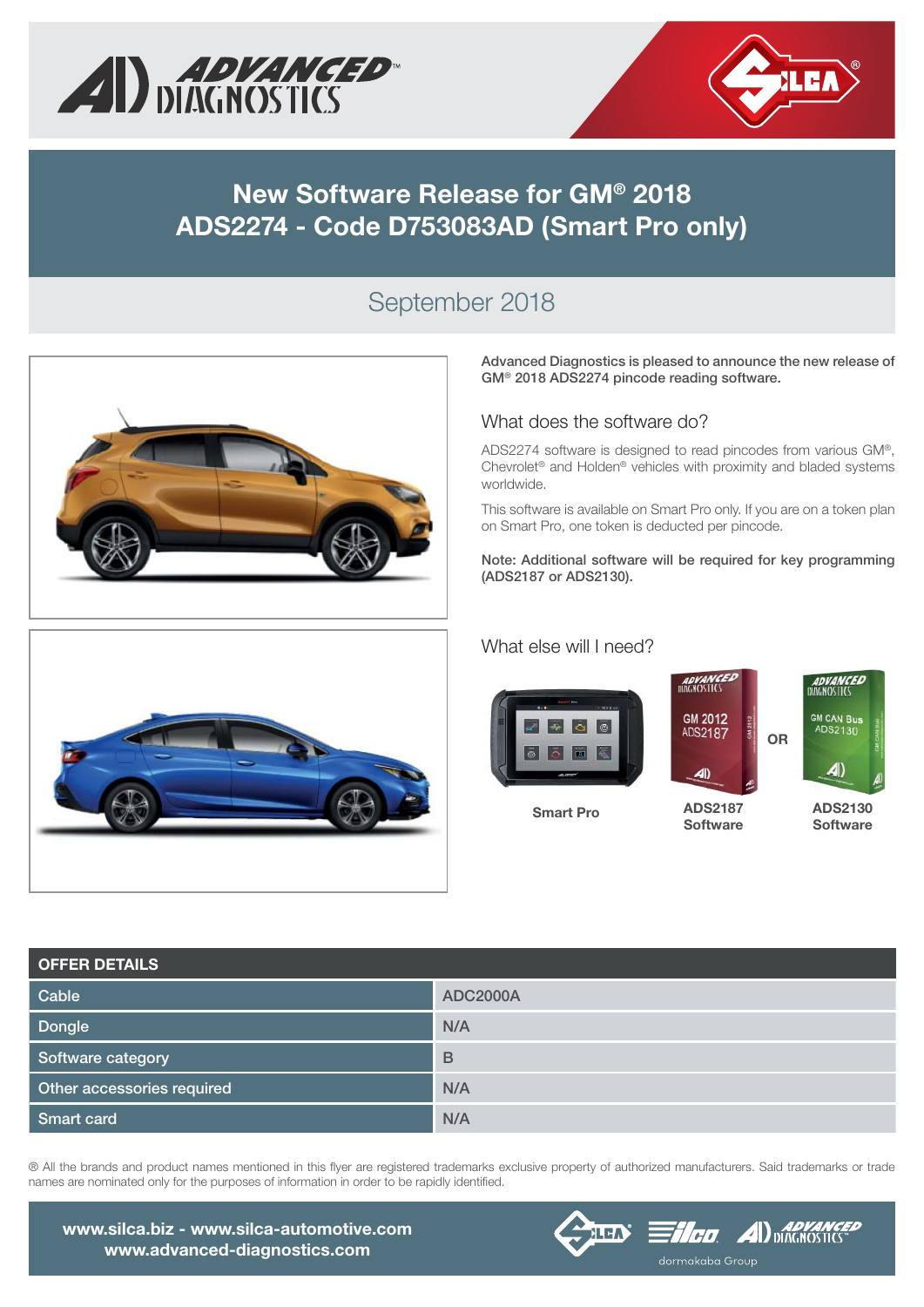# New Software Release for GM® 2018
# ADS2274 - Code D753083AD (Smart Pro only)

## September 2018

**Advanced Diagnostics is pleased to announce the new release of GM® 2018 ADS2274 pincode reading software.**

### What does the software do?

ADS2274 software is designed to read pincodes from various GM®, Chevrolet® and Holden® vehicles with proximity and bladed systems worldwide.

This software is available on Smart Pro only. If you are on a token plan on Smart Pro, one token is deducted per pincode.

**Note: Additional software will be required for key programming (ADS2187 or ADS2130).**

### What else will I need?

**Smart Pro**

**ADS2187 Software** OR **ADS2130 Software**

| OFFER DETAILS | |
|---|---|
| Cable | ADC2000A |
| Dongle | N/A |
| Software category | B |
| Other accessories required | N/A |
| Smart card | N/A |

® All the brands and product names mentioned in this flyer are registered trademarks exclusive property of authorized manufacturers. Said trademarks or trade names are nominated only for the purposes of information in order to be rapidly identified.

**www.silca.biz - www.silca-automotive.com**
**www.advanced-diagnostics.com**

dormakaba Group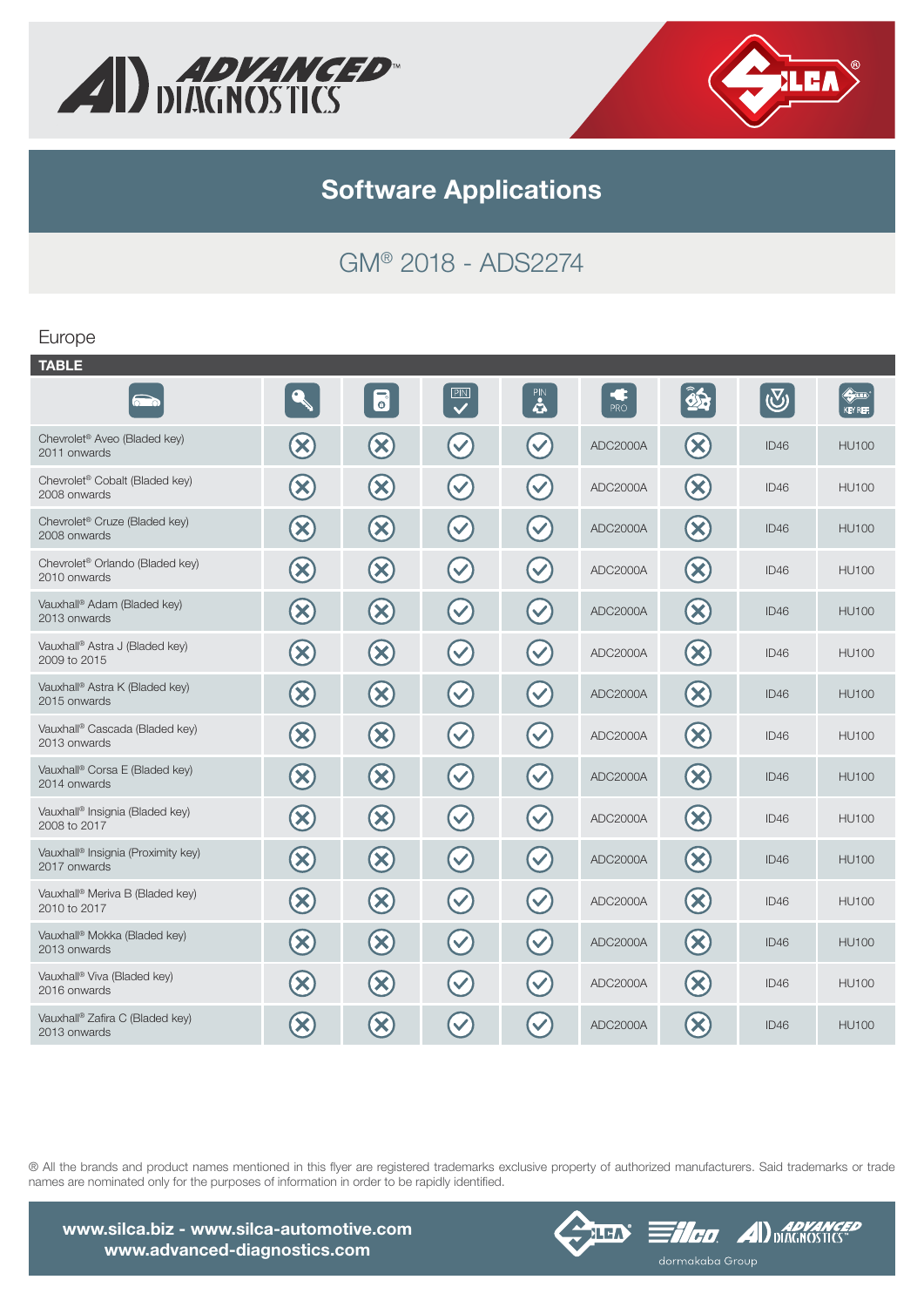# Software Applications

## GM® 2018 - ADS2274

Europe

**TABLE**

| Vehicle | Key | Remote | PIN ✓ | PIN | PRO | | Transponder | Key Ref |
|---|---|---|---|---|---|---|---|---|
| Chevrolet® Aveo (Bladed key) 2011 onwards | ✗ | ✗ | ✓ | ✓ | ADC2000A | ✗ | ID46 | HU100 |
| Chevrolet® Cobalt (Bladed key) 2008 onwards | ✗ | ✗ | ✓ | ✓ | ADC2000A | ✗ | ID46 | HU100 |
| Chevrolet® Cruze (Bladed key) 2008 onwards | ✗ | ✗ | ✓ | ✓ | ADC2000A | ✗ | ID46 | HU100 |
| Chevrolet® Orlando (Bladed key) 2010 onwards | ✗ | ✗ | ✓ | ✓ | ADC2000A | ✗ | ID46 | HU100 |
| Vauxhall® Adam (Bladed key) 2013 onwards | ✗ | ✗ | ✓ | ✓ | ADC2000A | ✗ | ID46 | HU100 |
| Vauxhall® Astra J (Bladed key) 2009 to 2015 | ✗ | ✗ | ✓ | ✓ | ADC2000A | ✗ | ID46 | HU100 |
| Vauxhall® Astra K (Bladed key) 2015 onwards | ✗ | ✗ | ✓ | ✓ | ADC2000A | ✗ | ID46 | HU100 |
| Vauxhall® Cascada (Bladed key) 2013 onwards | ✗ | ✗ | ✓ | ✓ | ADC2000A | ✗ | ID46 | HU100 |
| Vauxhall® Corsa E (Bladed key) 2014 onwards | ✗ | ✗ | ✓ | ✓ | ADC2000A | ✗ | ID46 | HU100 |
| Vauxhall® Insignia (Bladed key) 2008 to 2017 | ✗ | ✗ | ✓ | ✓ | ADC2000A | ✗ | ID46 | HU100 |
| Vauxhall® Insignia (Proximity key) 2017 onwards | ✗ | ✗ | ✓ | ✓ | ADC2000A | ✗ | ID46 | HU100 |
| Vauxhall® Meriva B (Bladed key) 2010 to 2017 | ✗ | ✗ | ✓ | ✓ | ADC2000A | ✗ | ID46 | HU100 |
| Vauxhall® Mokka (Bladed key) 2013 onwards | ✗ | ✗ | ✓ | ✓ | ADC2000A | ✗ | ID46 | HU100 |
| Vauxhall® Viva (Bladed key) 2016 onwards | ✗ | ✗ | ✓ | ✓ | ADC2000A | ✗ | ID46 | HU100 |
| Vauxhall® Zafira C (Bladed key) 2013 onwards | ✗ | ✗ | ✓ | ✓ | ADC2000A | ✗ | ID46 | HU100 |

® All the brands and product names mentioned in this flyer are registered trademarks exclusive property of authorized manufacturers. Said trademarks or trade names are nominated only for the purposes of information in order to be rapidly identified.

**www.silca.biz - www.silca-automotive.com**
**www.advanced-diagnostics.com**

dormakaba Group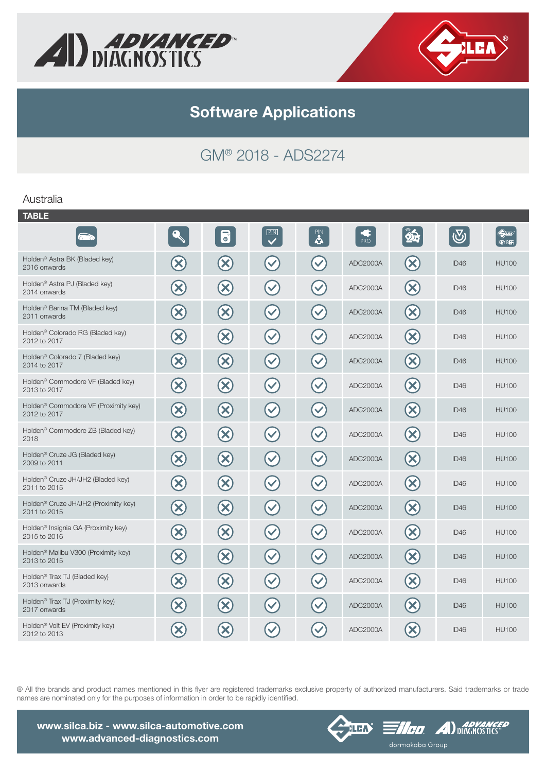## Software Applications

### GM® 2018 - ADS2274

Australia

**TABLE**

| Vehicle | Key | Remote | PIN ✓ | PIN | PRO | | | KEY REF |
|---|---|---|---|---|---|---|---|---|
| Holden® Astra BK (Bladed key) 2016 onwards | ✗ | ✗ | ✓ | ✓ | ADC2000A | ✗ | ID46 | HU100 |
| Holden® Astra PJ (Bladed key) 2014 onwards | ✗ | ✗ | ✓ | ✓ | ADC2000A | ✗ | ID46 | HU100 |
| Holden® Barina TM (Bladed key) 2011 onwards | ✗ | ✗ | ✓ | ✓ | ADC2000A | ✗ | ID46 | HU100 |
| Holden® Colorado RG (Bladed key) 2012 to 2017 | ✗ | ✗ | ✓ | ✓ | ADC2000A | ✗ | ID46 | HU100 |
| Holden® Colorado 7 (Bladed key) 2014 to 2017 | ✗ | ✗ | ✓ | ✓ | ADC2000A | ✗ | ID46 | HU100 |
| Holden® Commodore VF (Bladed key) 2013 to 2017 | ✗ | ✗ | ✓ | ✓ | ADC2000A | ✗ | ID46 | HU100 |
| Holden® Commodore VF (Proximity key) 2012 to 2017 | ✗ | ✗ | ✓ | ✓ | ADC2000A | ✗ | ID46 | HU100 |
| Holden® Commodore ZB (Bladed key) 2018 | ✗ | ✗ | ✓ | ✓ | ADC2000A | ✗ | ID46 | HU100 |
| Holden® Cruze JG (Bladed key) 2009 to 2011 | ✗ | ✗ | ✓ | ✓ | ADC2000A | ✗ | ID46 | HU100 |
| Holden® Cruze JH/JH2 (Bladed key) 2011 to 2015 | ✗ | ✗ | ✓ | ✓ | ADC2000A | ✗ | ID46 | HU100 |
| Holden® Cruze JH/JH2 (Proximity key) 2011 to 2015 | ✗ | ✗ | ✓ | ✓ | ADC2000A | ✗ | ID46 | HU100 |
| Holden® Insignia GA (Proximity key) 2015 to 2016 | ✗ | ✗ | ✓ | ✓ | ADC2000A | ✗ | ID46 | HU100 |
| Holden® Malibu V300 (Proximity key) 2013 to 2015 | ✗ | ✗ | ✓ | ✓ | ADC2000A | ✗ | ID46 | HU100 |
| Holden® Trax TJ (Bladed key) 2013 onwards | ✗ | ✗ | ✓ | ✓ | ADC2000A | ✗ | ID46 | HU100 |
| Holden® Trax TJ (Proximity key) 2017 onwards | ✗ | ✗ | ✓ | ✓ | ADC2000A | ✗ | ID46 | HU100 |
| Holden® Volt EV (Proximity key) 2012 to 2013 | ✗ | ✗ | ✓ | ✓ | ADC2000A | ✗ | ID46 | HU100 |

® All the brands and product names mentioned in this flyer are registered trademarks exclusive property of authorized manufacturers. Said trademarks or trade names are nominated only for the purposes of information in order to be rapidly identified.

**www.silca.biz - www.silca-automotive.com**
**www.advanced-diagnostics.com**

dormakaba Group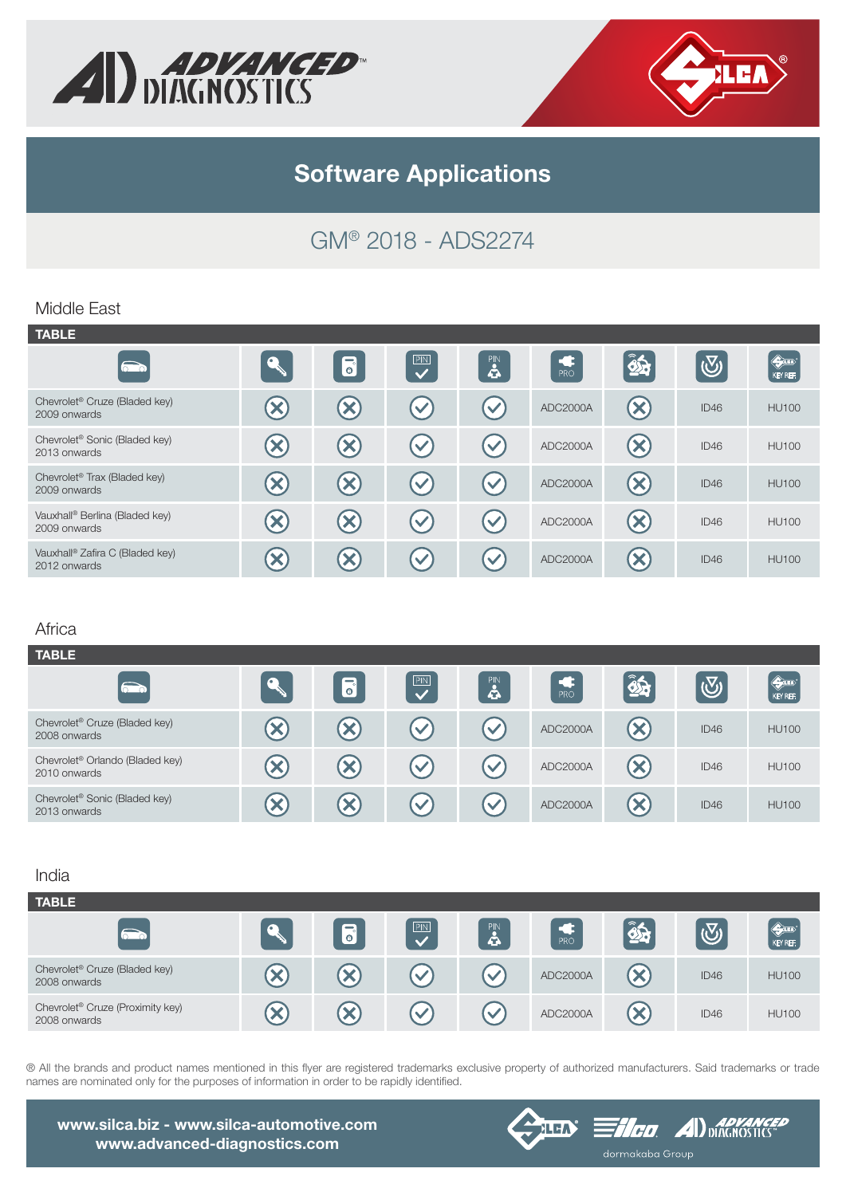## Software Applications

### GM® 2018 - ADS2274

#### Middle East

TABLE

| Vehicle | Key | Remote | PIN | PIN | PRO | Service | Transponder | KEY REF. |
|---|---|---|---|---|---|---|---|---|
| Chevrolet® Cruze (Bladed key) 2009 onwards | ✗ | ✗ | ✓ | ✓ | ADC2000A | ✗ | ID46 | HU100 |
| Chevrolet® Sonic (Bladed key) 2013 onwards | ✗ | ✗ | ✓ | ✓ | ADC2000A | ✗ | ID46 | HU100 |
| Chevrolet® Trax (Bladed key) 2009 onwards | ✗ | ✗ | ✓ | ✓ | ADC2000A | ✗ | ID46 | HU100 |
| Vauxhall® Berlina (Bladed key) 2009 onwards | ✗ | ✗ | ✓ | ✓ | ADC2000A | ✗ | ID46 | HU100 |
| Vauxhall® Zafira C (Bladed key) 2012 onwards | ✗ | ✗ | ✓ | ✓ | ADC2000A | ✗ | ID46 | HU100 |

#### Africa

TABLE

| Vehicle | Key | Remote | PIN | PIN | PRO | Service | Transponder | KEY REF. |
|---|---|---|---|---|---|---|---|---|
| Chevrolet® Cruze (Bladed key) 2008 onwards | ✗ | ✗ | ✓ | ✓ | ADC2000A | ✗ | ID46 | HU100 |
| Chevrolet® Orlando (Bladed key) 2010 onwards | ✗ | ✗ | ✓ | ✓ | ADC2000A | ✗ | ID46 | HU100 |
| Chevrolet® Sonic (Bladed key) 2013 onwards | ✗ | ✗ | ✓ | ✓ | ADC2000A | ✗ | ID46 | HU100 |

#### India

TABLE

| Vehicle | Key | Remote | PIN | PIN | PRO | Service | Transponder | KEY REF. |
|---|---|---|---|---|---|---|---|---|
| Chevrolet® Cruze (Bladed key) 2008 onwards | ✗ | ✗ | ✓ | ✓ | ADC2000A | ✗ | ID46 | HU100 |
| Chevrolet® Cruze (Proximity key) 2008 onwards | ✗ | ✗ | ✓ | ✓ | ADC2000A | ✗ | ID46 | HU100 |

® All the brands and product names mentioned in this flyer are registered trademarks exclusive property of authorized manufacturers. Said trademarks or trade names are nominated only for the purposes of information in order to be rapidly identified.

**www.silca.biz - www.silca-automotive.com**
**www.advanced-diagnostics.com**

dormakaba Group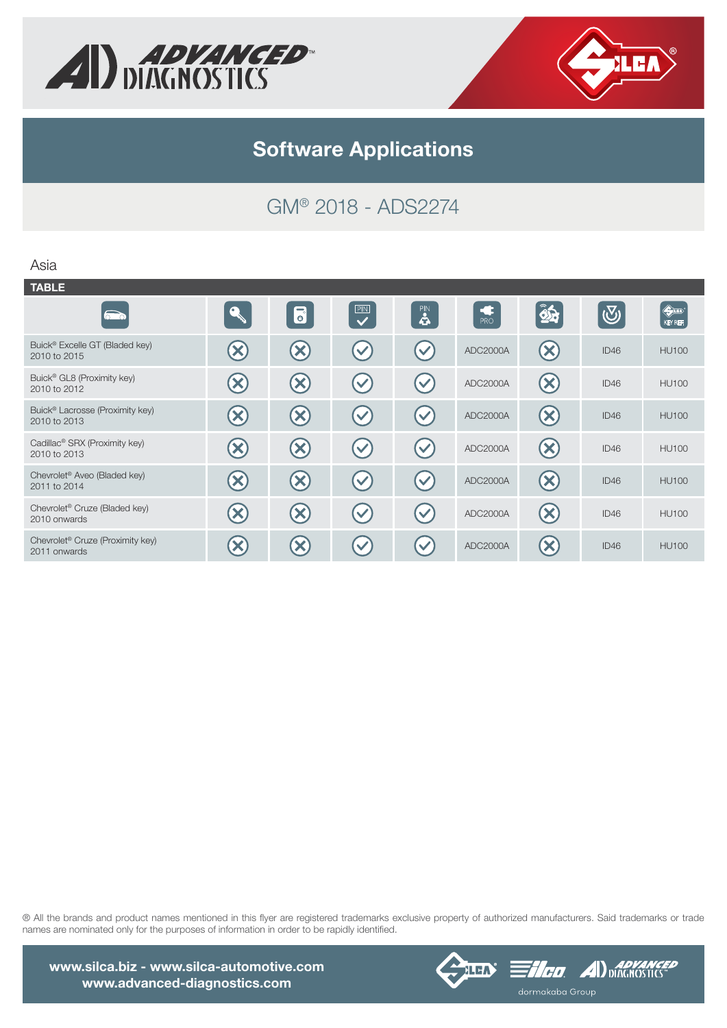# Software Applications

## GM® 2018 - ADS2274

Asia

**TABLE**

| | | | | | | | | |
|---|---|---|---|---|---|---|---|---|
| Buick® Excelle GT (Bladed key) 2010 to 2015 | ⊗ | ⊗ | ✓ | ✓ | ADC2000A | ⊗ | ID46 | HU100 |
| Buick® GL8 (Proximity key) 2010 to 2012 | ⊗ | ⊗ | ✓ | ✓ | ADC2000A | ⊗ | ID46 | HU100 |
| Buick® Lacrosse (Proximity key) 2010 to 2013 | ⊗ | ⊗ | ✓ | ✓ | ADC2000A | ⊗ | ID46 | HU100 |
| Cadillac® SRX (Proximity key) 2010 to 2013 | ⊗ | ⊗ | ✓ | ✓ | ADC2000A | ⊗ | ID46 | HU100 |
| Chevrolet® Aveo (Bladed key) 2011 to 2014 | ⊗ | ⊗ | ✓ | ✓ | ADC2000A | ⊗ | ID46 | HU100 |
| Chevrolet® Cruze (Bladed key) 2010 onwards | ⊗ | ⊗ | ✓ | ✓ | ADC2000A | ⊗ | ID46 | HU100 |
| Chevrolet® Cruze (Proximity key) 2011 onwards | ⊗ | ⊗ | ✓ | ✓ | ADC2000A | ⊗ | ID46 | HU100 |

® All the brands and product names mentioned in this flyer are registered trademarks exclusive property of authorized manufacturers. Said trademarks or trade names are nominated only for the purposes of information in order to be rapidly identified.

**www.silca.biz - www.silca-automotive.com**
**www.advanced-diagnostics.com**

dormakaba Group